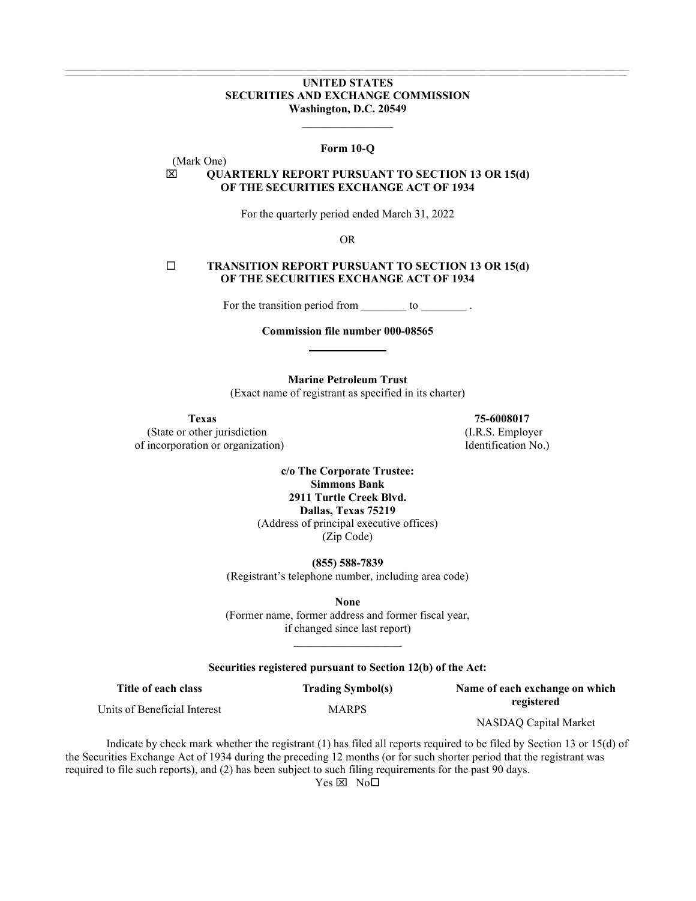**UNITED STATES**
**SECURITIES AND EXCHANGE COMMISSION**
**Washington, D.C. 20549**

---

**Form 10-Q**

(Mark One)

☒ **QUARTERLY REPORT PURSUANT TO SECTION 13 OR 15(d) OF THE SECURITIES EXCHANGE ACT OF 1934**

For the quarterly period ended March 31, 2022

OR

☐ **TRANSITION REPORT PURSUANT TO SECTION 13 OR 15(d) OF THE SECURITIES EXCHANGE ACT OF 1934**

For the transition period from ________ to ________ .

**Commission file number 000-08565**

---

**Marine Petroleum Trust**
(Exact name of registrant as specified in its charter)

| | |
|---|---|
| **Texas** | **75-6008017** |
| (State or other jurisdiction of incorporation or organization) | (I.R.S. Employer Identification No.) |

**c/o The Corporate Trustee:**
**Simmons Bank**
**2911 Turtle Creek Blvd.**
**Dallas, Texas 75219**
(Address of principal executive offices)
(Zip Code)

**(855) 588-7839**
(Registrant's telephone number, including area code)

**None**
(Former name, former address and former fiscal year, if changed since last report)

---

**Securities registered pursuant to Section 12(b) of the Act:**

| Title of each class | Trading Symbol(s) | Name of each exchange on which registered |
|---|---|---|
| Units of Beneficial Interest | MARPS | NASDAQ Capital Market |

Indicate by check mark whether the registrant (1) has filed all reports required to be filed by Section 13 or 15(d) of the Securities Exchange Act of 1934 during the preceding 12 months (or for such shorter period that the registrant was required to file such reports), and (2) has been subject to such filing requirements for the past 90 days.
Yes ☒ No☐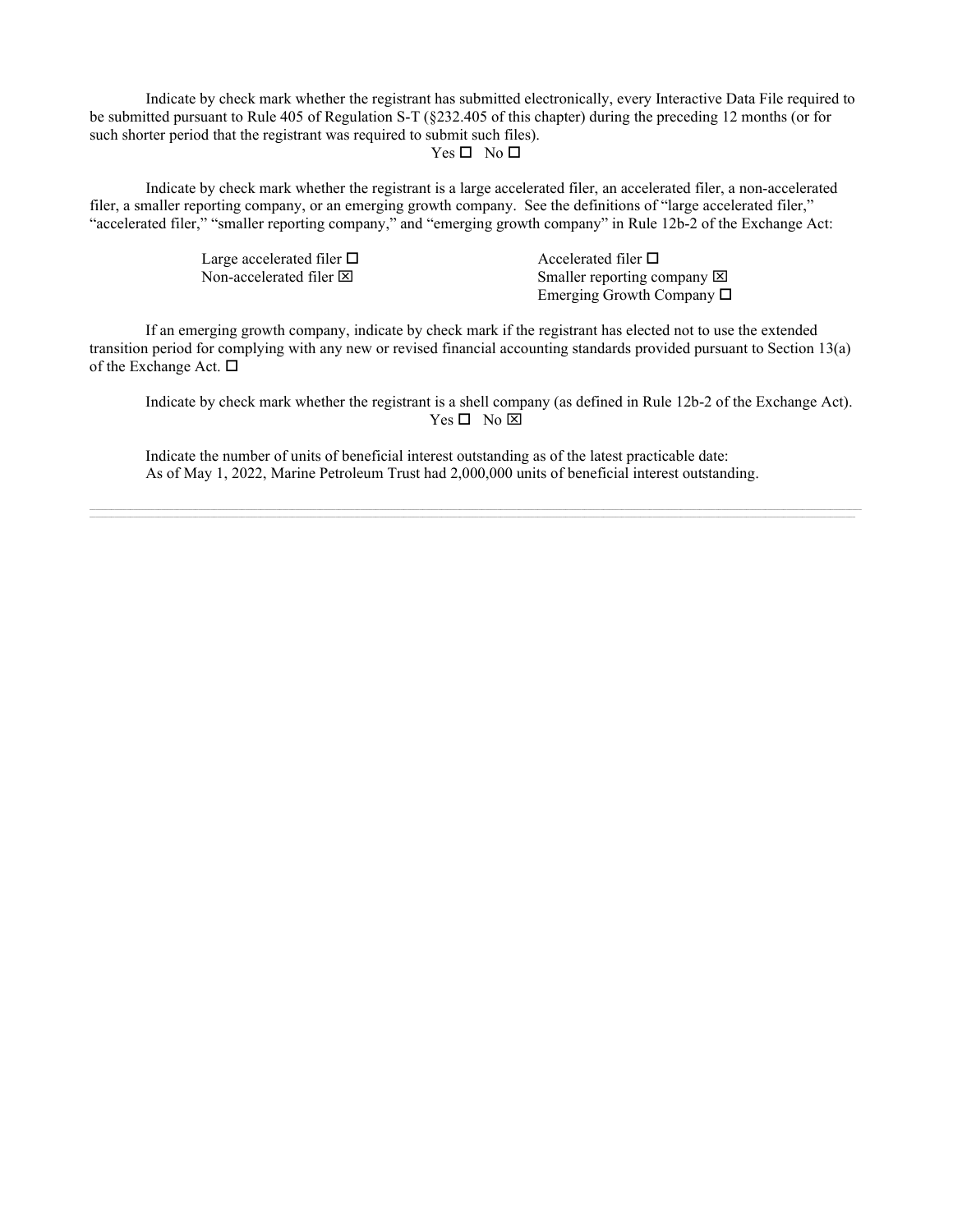Indicate by check mark whether the registrant has submitted electronically, every Interactive Data File required to be submitted pursuant to Rule 405 of Regulation S-T (§232.405 of this chapter) during the preceding 12 months (or for such shorter period that the registrant was required to submit such files).

Yes ☐ No ☐

Indicate by check mark whether the registrant is a large accelerated filer, an accelerated filer, a non-accelerated filer, a smaller reporting company, or an emerging growth company. See the definitions of "large accelerated filer," "accelerated filer," "smaller reporting company," and "emerging growth company" in Rule 12b-2 of the Exchange Act:

| | |
|---|---|
| Large accelerated filer ☐ | Accelerated filer ☐ |
| Non-accelerated filer ☒ | Smaller reporting company ☒ |
| | Emerging Growth Company ☐ |

If an emerging growth company, indicate by check mark if the registrant has elected not to use the extended transition period for complying with any new or revised financial accounting standards provided pursuant to Section 13(a) of the Exchange Act. ☐

Indicate by check mark whether the registrant is a shell company (as defined in Rule 12b-2 of the Exchange Act).

Yes ☐ No ☒

Indicate the number of units of beneficial interest outstanding as of the latest practicable date:
As of May 1, 2022, Marine Petroleum Trust had 2,000,000 units of beneficial interest outstanding.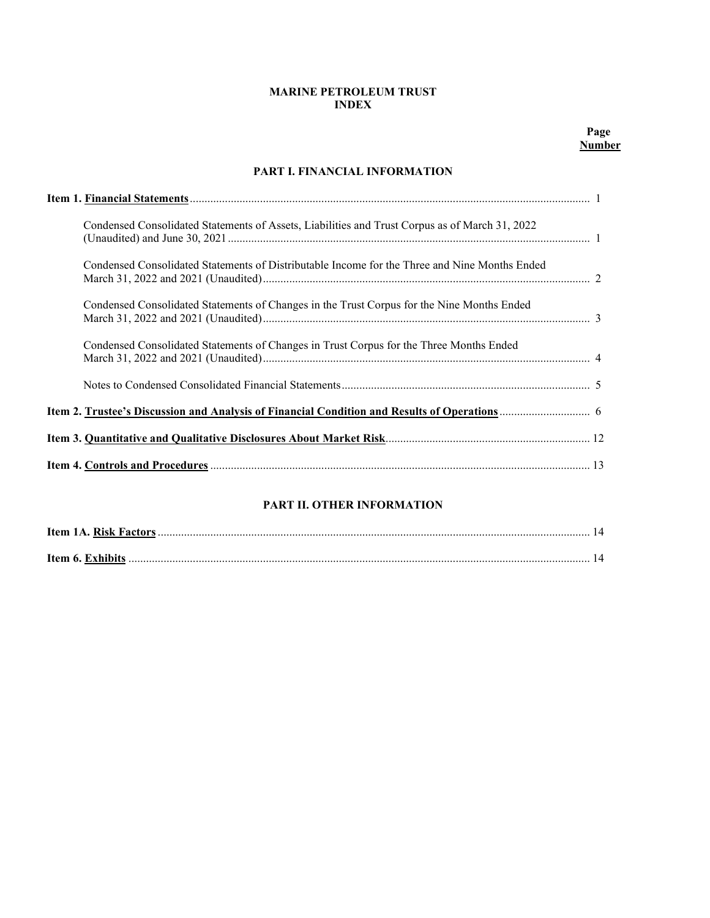# MARINE PETROLEUM TRUST
## INDEX

| | Page Number |
|---|---|
| **PART I. FINANCIAL INFORMATION** | |
| **Item 1. Financial Statements** | 1 |
| Condensed Consolidated Statements of Assets, Liabilities and Trust Corpus as of March 31, 2022 (Unaudited) and June 30, 2021 | 1 |
| Condensed Consolidated Statements of Distributable Income for the Three and Nine Months Ended March 31, 2022 and 2021 (Unaudited) | 2 |
| Condensed Consolidated Statements of Changes in the Trust Corpus for the Nine Months Ended March 31, 2022 and 2021 (Unaudited) | 3 |
| Condensed Consolidated Statements of Changes in Trust Corpus for the Three Months Ended March 31, 2022 and 2021 (Unaudited) | 4 |
| Notes to Condensed Consolidated Financial Statements | 5 |
| **Item 2. Trustee's Discussion and Analysis of Financial Condition and Results of Operations** | 6 |
| **Item 3. Quantitative and Qualitative Disclosures About Market Risk** | 12 |
| **Item 4. Controls and Procedures** | 13 |
| **PART II. OTHER INFORMATION** | |
| **Item 1A. Risk Factors** | 14 |
| **Item 6. Exhibits** | 14 |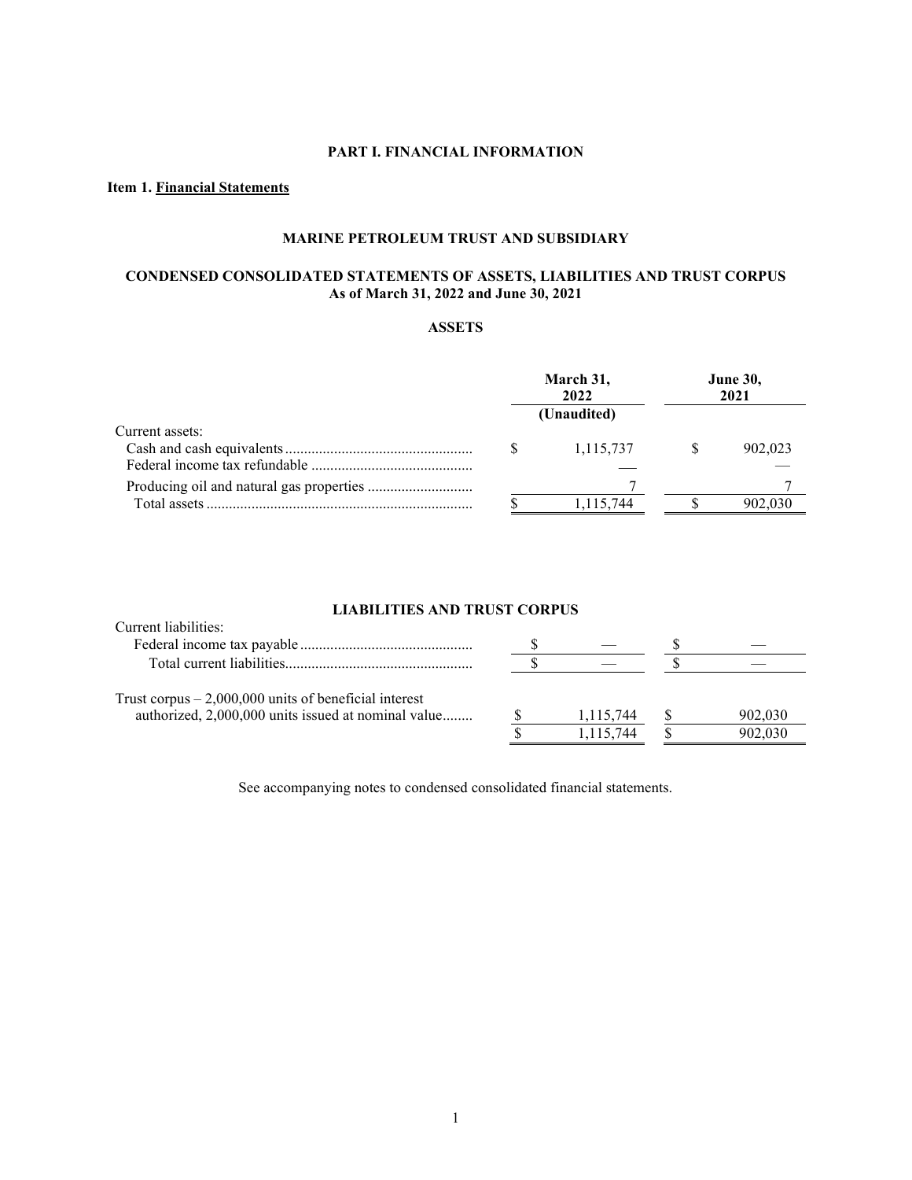# PART I. FINANCIAL INFORMATION

## Item 1. Financial Statements

### MARINE PETROLEUM TRUST AND SUBSIDIARY

### CONDENSED CONSOLIDATED STATEMENTS OF ASSETS, LIABILITIES AND TRUST CORPUS
**As of March 31, 2022 and June 30, 2021**

#### ASSETS

| | March 31, 2022 (Unaudited) | June 30, 2021 |
|---|---|---|
| Current assets: | | |
| Cash and cash equivalents | $ 1,115,737 | $ 902,023 |
| Federal income tax refundable | — | — |
| Producing oil and natural gas properties | 7 | 7 |
| Total assets | $ 1,115,744 | $ 902,030 |

#### LIABILITIES AND TRUST CORPUS

| | March 31, 2022 | June 30, 2021 |
|---|---|---|
| Current liabilities: | | |
| Federal income tax payable | $ — | $ — |
| Total current liabilities | $ — | $ — |
| Trust corpus – 2,000,000 units of beneficial interest authorized, 2,000,000 units issued at nominal value | $ 1,115,744 | $ 902,030 |
| | $ 1,115,744 | $ 902,030 |

See accompanying notes to condensed consolidated financial statements.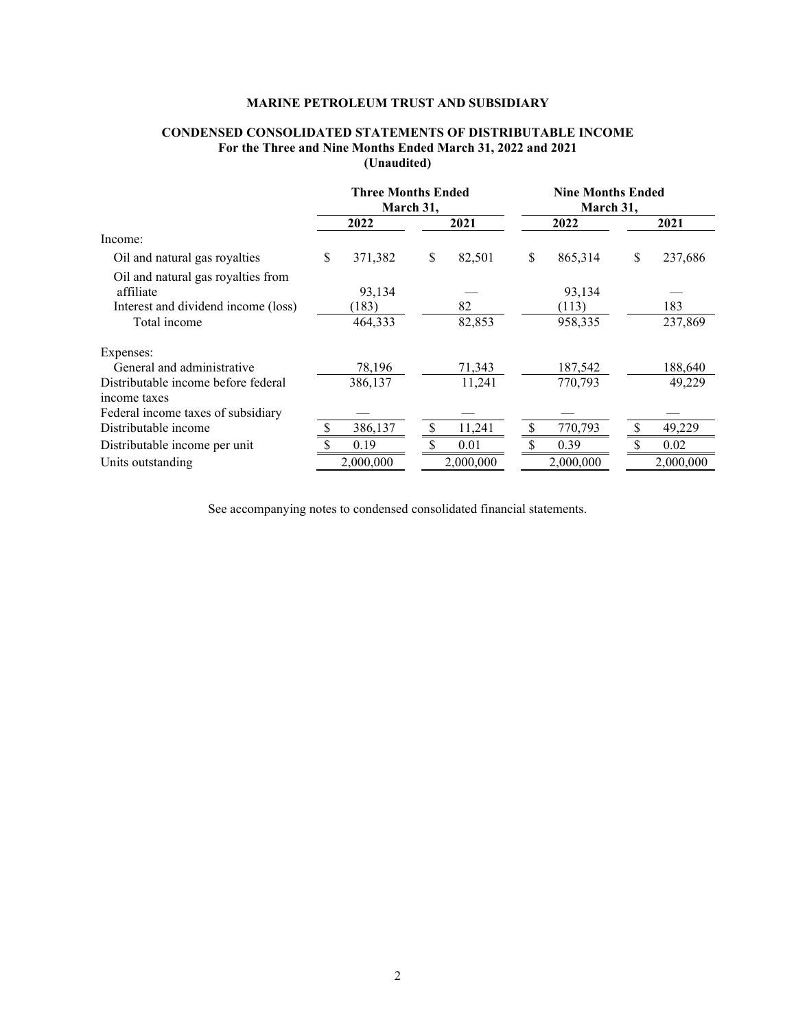**MARINE PETROLEUM TRUST AND SUBSIDIARY**

**CONDENSED CONSOLIDATED STATEMENTS OF DISTRIBUTABLE INCOME**
**For the Three and Nine Months Ended March 31, 2022 and 2021**
**(Unaudited)**

| | Three Months Ended March 31, | | Nine Months Ended March 31, | |
|---|---|---|---|---|
| | 2022 | 2021 | 2022 | 2021 |
| Income: | | | | |
| Oil and natural gas royalties | $ 371,382 | $ 82,501 | $ 865,314 | $ 237,686 |
| Oil and natural gas royalties from affiliate | 93,134 | — | 93,134 | — |
| Interest and dividend income (loss) | (183) | 82 | (113) | 183 |
| Total income | 464,333 | 82,853 | 958,335 | 237,869 |
| Expenses: | | | | |
| General and administrative | 78,196 | 71,343 | 187,542 | 188,640 |
| Distributable income before federal income taxes | 386,137 | 11,241 | 770,793 | 49,229 |
| Federal income taxes of subsidiary | — | — | — | — |
| Distributable income | $ 386,137 | $ 11,241 | $ 770,793 | $ 49,229 |
| Distributable income per unit | $ 0.19 | $ 0.01 | $ 0.39 | $ 0.02 |
| Units outstanding | 2,000,000 | 2,000,000 | 2,000,000 | 2,000,000 |

See accompanying notes to condensed consolidated financial statements.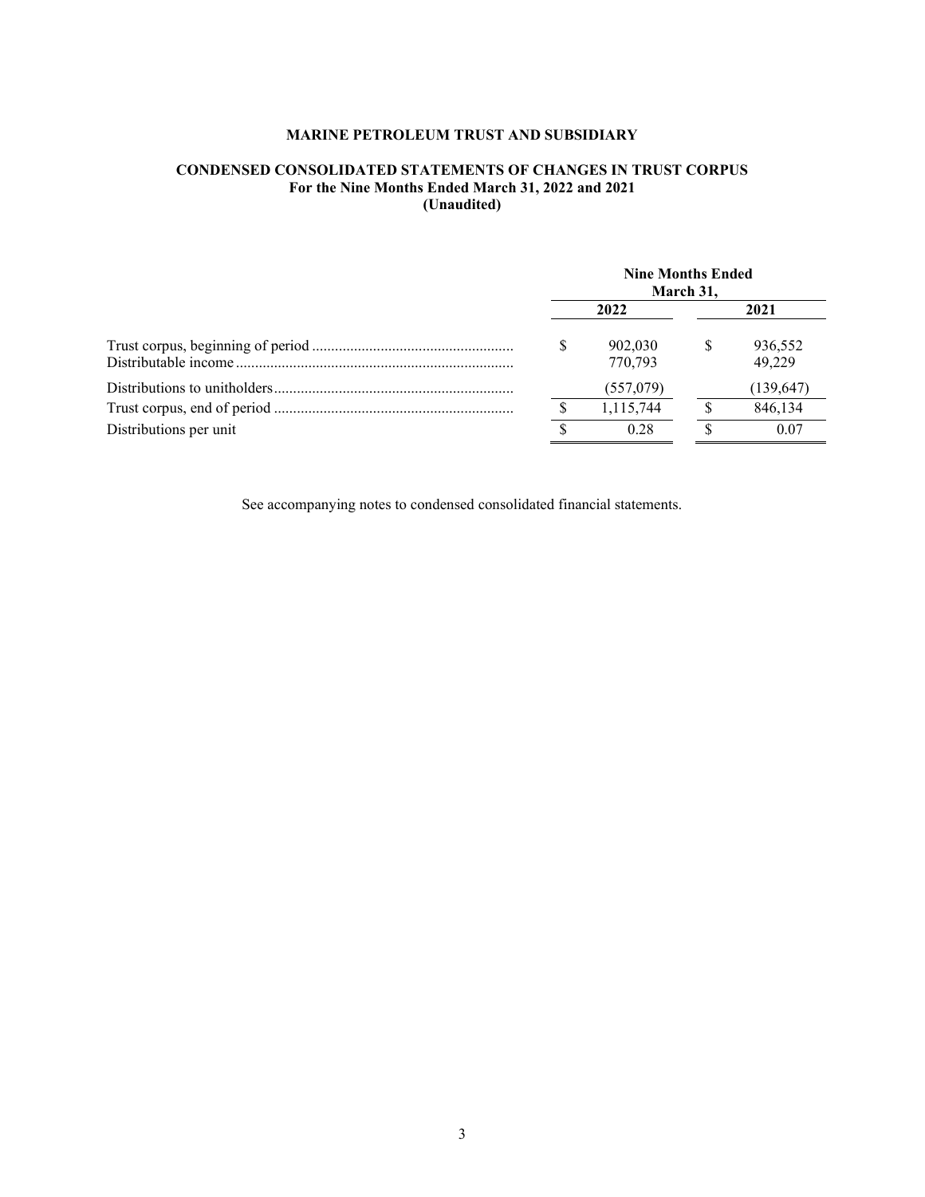# MARINE PETROLEUM TRUST AND SUBSIDIARY

## CONDENSED CONSOLIDATED STATEMENTS OF CHANGES IN TRUST CORPUS
**For the Nine Months Ended March 31, 2022 and 2021**
**(Unaudited)**

| | Nine Months Ended March 31, | |
|---|---|---|
| | **2022** | **2021** |
| Trust corpus, beginning of period | $ 902,030 | $ 936,552 |
| Distributable income | 770,793 | 49,229 |
| Distributions to unitholders | (557,079) | (139,647) |
| Trust corpus, end of period | $ 1,115,744 | $ 846,134 |
| Distributions per unit | $ 0.28 | $ 0.07 |

See accompanying notes to condensed consolidated financial statements.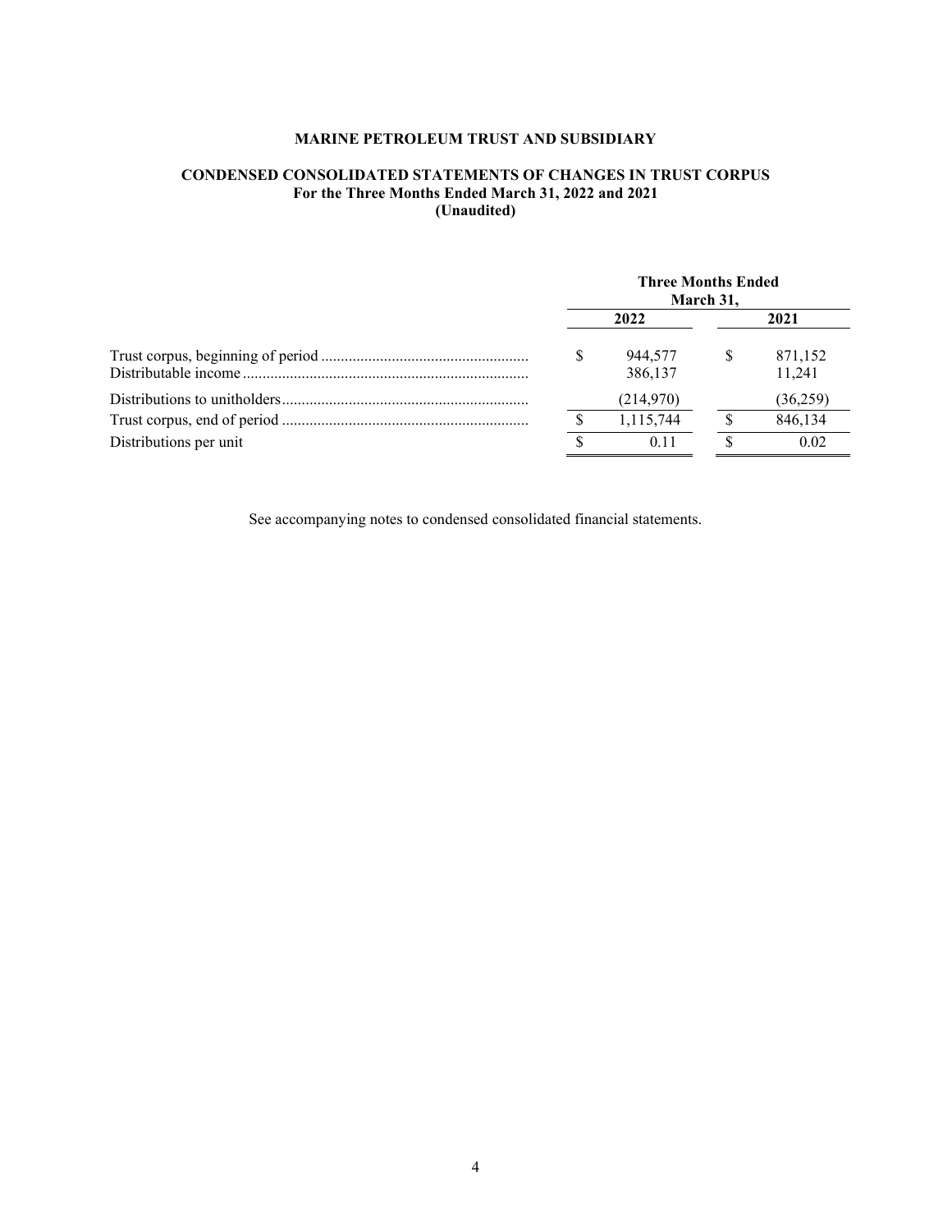**MARINE PETROLEUM TRUST AND SUBSIDIARY**

**CONDENSED CONSOLIDATED STATEMENTS OF CHANGES IN TRUST CORPUS**
**For the Three Months Ended March 31, 2022 and 2021**
**(Unaudited)**

| | Three Months Ended March 31, | |
|---|---|---|
| | **2022** | **2021** |
| Trust corpus, beginning of period | $ 944,577 | $ 871,152 |
| Distributable income | 386,137 | 11,241 |
| Distributions to unitholders | (214,970) | (36,259) |
| Trust corpus, end of period | $ 1,115,744 | $ 846,134 |
| Distributions per unit | $ 0.11 | $ 0.02 |

See accompanying notes to condensed consolidated financial statements.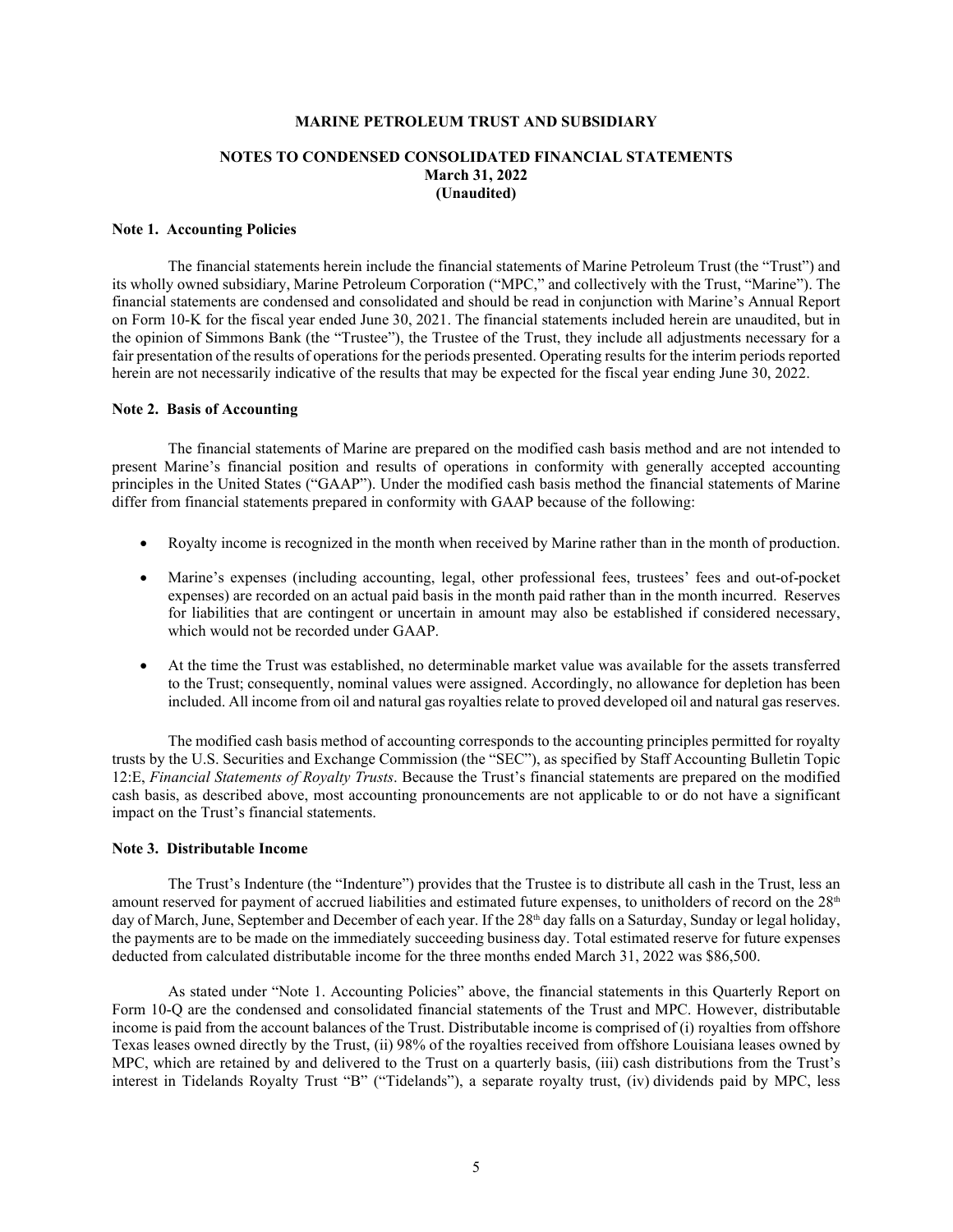**MARINE PETROLEUM TRUST AND SUBSIDIARY**

**NOTES TO CONDENSED CONSOLIDATED FINANCIAL STATEMENTS**
**March 31, 2022**
**(Unaudited)**

**Note 1. Accounting Policies**

The financial statements herein include the financial statements of Marine Petroleum Trust (the "Trust") and its wholly owned subsidiary, Marine Petroleum Corporation ("MPC," and collectively with the Trust, "Marine"). The financial statements are condensed and consolidated and should be read in conjunction with Marine's Annual Report on Form 10-K for the fiscal year ended June 30, 2021. The financial statements included herein are unaudited, but in the opinion of Simmons Bank (the "Trustee"), the Trustee of the Trust, they include all adjustments necessary for a fair presentation of the results of operations for the periods presented. Operating results for the interim periods reported herein are not necessarily indicative of the results that may be expected for the fiscal year ending June 30, 2022.

**Note 2. Basis of Accounting**

The financial statements of Marine are prepared on the modified cash basis method and are not intended to present Marine's financial position and results of operations in conformity with generally accepted accounting principles in the United States ("GAAP"). Under the modified cash basis method the financial statements of Marine differ from financial statements prepared in conformity with GAAP because of the following:

- Royalty income is recognized in the month when received by Marine rather than in the month of production.
- Marine's expenses (including accounting, legal, other professional fees, trustees' fees and out-of-pocket expenses) are recorded on an actual paid basis in the month paid rather than in the month incurred. Reserves for liabilities that are contingent or uncertain in amount may also be established if considered necessary, which would not be recorded under GAAP.
- At the time the Trust was established, no determinable market value was available for the assets transferred to the Trust; consequently, nominal values were assigned. Accordingly, no allowance for depletion has been included. All income from oil and natural gas royalties relate to proved developed oil and natural gas reserves.

The modified cash basis method of accounting corresponds to the accounting principles permitted for royalty trusts by the U.S. Securities and Exchange Commission (the "SEC"), as specified by Staff Accounting Bulletin Topic 12:E, *Financial Statements of Royalty Trusts*. Because the Trust's financial statements are prepared on the modified cash basis, as described above, most accounting pronouncements are not applicable to or do not have a significant impact on the Trust's financial statements.

**Note 3. Distributable Income**

The Trust's Indenture (the "Indenture") provides that the Trustee is to distribute all cash in the Trust, less an amount reserved for payment of accrued liabilities and estimated future expenses, to unitholders of record on the 28th day of March, June, September and December of each year. If the 28th day falls on a Saturday, Sunday or legal holiday, the payments are to be made on the immediately succeeding business day. Total estimated reserve for future expenses deducted from calculated distributable income for the three months ended March 31, 2022 was $86,500.

As stated under "Note 1. Accounting Policies" above, the financial statements in this Quarterly Report on Form 10-Q are the condensed and consolidated financial statements of the Trust and MPC. However, distributable income is paid from the account balances of the Trust. Distributable income is comprised of (i) royalties from offshore Texas leases owned directly by the Trust, (ii) 98% of the royalties received from offshore Louisiana leases owned by MPC, which are retained by and delivered to the Trust on a quarterly basis, (iii) cash distributions from the Trust's interest in Tidelands Royalty Trust "B" ("Tidelands"), a separate royalty trust, (iv) dividends paid by MPC, less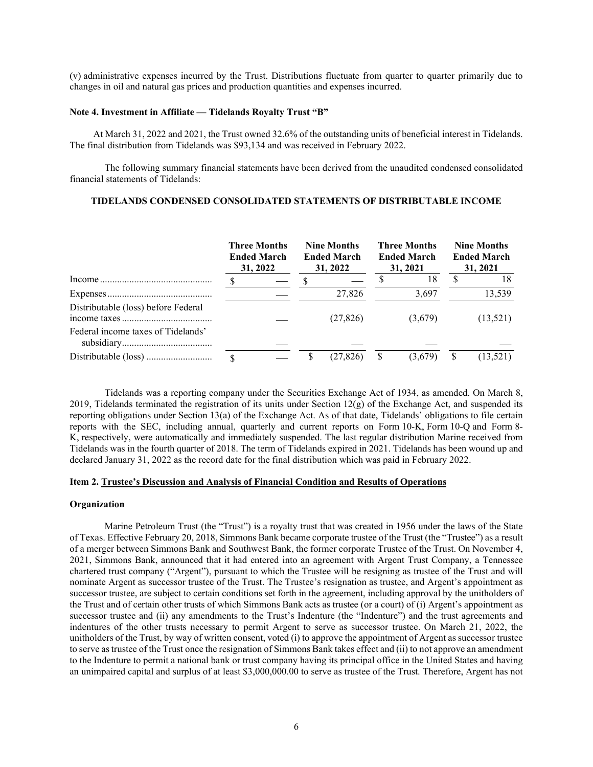(v) administrative expenses incurred by the Trust. Distributions fluctuate from quarter to quarter primarily due to changes in oil and natural gas prices and production quantities and expenses incurred.

**Note 4. Investment in Affiliate — Tidelands Royalty Trust "B"**

At March 31, 2022 and 2021, the Trust owned 32.6% of the outstanding units of beneficial interest in Tidelands. The final distribution from Tidelands was $93,134 and was received in February 2022.

The following summary financial statements have been derived from the unaudited condensed consolidated financial statements of Tidelands:

**TIDELANDS CONDENSED CONSOLIDATED STATEMENTS OF DISTRIBUTABLE INCOME**

| | Three Months Ended March 31, 2022 | Nine Months Ended March 31, 2022 | Three Months Ended March 31, 2021 | Nine Months Ended March 31, 2021 |
|---|---|---|---|---|
| Income | $ — | $ — | $ 18 | $ 18 |
| Expenses | — | 27,826 | 3,697 | 13,539 |
| Distributable (loss) before Federal income taxes | — | (27,826) | (3,679) | (13,521) |
| Federal income taxes of Tidelands' subsidiary | — | — | — | — |
| Distributable (loss) | $ — | $ (27,826) | $ (3,679) | $ (13,521) |

Tidelands was a reporting company under the Securities Exchange Act of 1934, as amended. On March 8, 2019, Tidelands terminated the registration of its units under Section 12(g) of the Exchange Act, and suspended its reporting obligations under Section 13(a) of the Exchange Act. As of that date, Tidelands' obligations to file certain reports with the SEC, including annual, quarterly and current reports on Form 10-K, Form 10-Q and Form 8-K, respectively, were automatically and immediately suspended. The last regular distribution Marine received from Tidelands was in the fourth quarter of 2018. The term of Tidelands expired in 2021. Tidelands has been wound up and declared January 31, 2022 as the record date for the final distribution which was paid in February 2022.

**Item 2. Trustee's Discussion and Analysis of Financial Condition and Results of Operations**

**Organization**

Marine Petroleum Trust (the "Trust") is a royalty trust that was created in 1956 under the laws of the State of Texas. Effective February 20, 2018, Simmons Bank became corporate trustee of the Trust (the "Trustee") as a result of a merger between Simmons Bank and Southwest Bank, the former corporate Trustee of the Trust. On November 4, 2021, Simmons Bank, announced that it had entered into an agreement with Argent Trust Company, a Tennessee chartered trust company ("Argent"), pursuant to which the Trustee will be resigning as trustee of the Trust and will nominate Argent as successor trustee of the Trust. The Trustee's resignation as trustee, and Argent's appointment as successor trustee, are subject to certain conditions set forth in the agreement, including approval by the unitholders of the Trust and of certain other trusts of which Simmons Bank acts as trustee (or a court) of (i) Argent's appointment as successor trustee and (ii) any amendments to the Trust's Indenture (the "Indenture") and the trust agreements and indentures of the other trusts necessary to permit Argent to serve as successor trustee. On March 21, 2022, the unitholders of the Trust, by way of written consent, voted (i) to approve the appointment of Argent as successor trustee to serve as trustee of the Trust once the resignation of Simmons Bank takes effect and (ii) to not approve an amendment to the Indenture to permit a national bank or trust company having its principal office in the United States and having an unimpaired capital and surplus of at least $3,000,000.00 to serve as trustee of the Trust. Therefore, Argent has not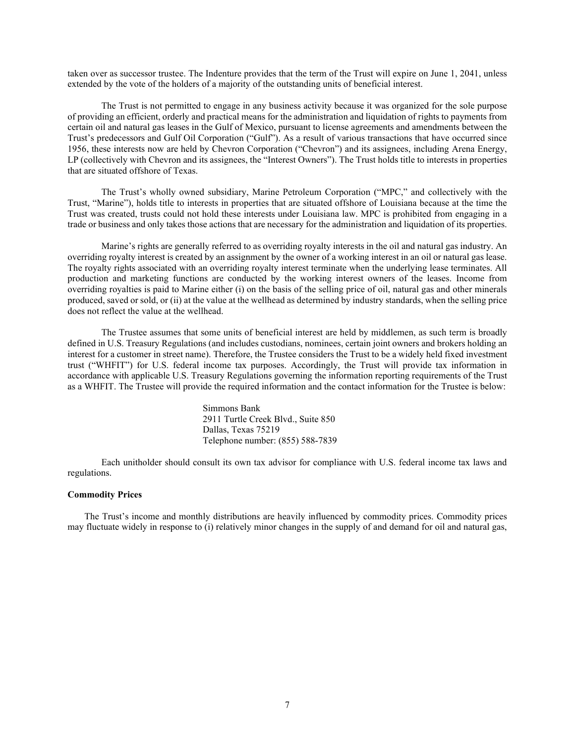taken over as successor trustee. The Indenture provides that the term of the Trust will expire on June 1, 2041, unless extended by the vote of the holders of a majority of the outstanding units of beneficial interest.

The Trust is not permitted to engage in any business activity because it was organized for the sole purpose of providing an efficient, orderly and practical means for the administration and liquidation of rights to payments from certain oil and natural gas leases in the Gulf of Mexico, pursuant to license agreements and amendments between the Trust's predecessors and Gulf Oil Corporation ("Gulf"). As a result of various transactions that have occurred since 1956, these interests now are held by Chevron Corporation ("Chevron") and its assignees, including Arena Energy, LP (collectively with Chevron and its assignees, the "Interest Owners"). The Trust holds title to interests in properties that are situated offshore of Texas.

The Trust's wholly owned subsidiary, Marine Petroleum Corporation ("MPC," and collectively with the Trust, "Marine"), holds title to interests in properties that are situated offshore of Louisiana because at the time the Trust was created, trusts could not hold these interests under Louisiana law. MPC is prohibited from engaging in a trade or business and only takes those actions that are necessary for the administration and liquidation of its properties.

Marine's rights are generally referred to as overriding royalty interests in the oil and natural gas industry. An overriding royalty interest is created by an assignment by the owner of a working interest in an oil or natural gas lease. The royalty rights associated with an overriding royalty interest terminate when the underlying lease terminates. All production and marketing functions are conducted by the working interest owners of the leases. Income from overriding royalties is paid to Marine either (i) on the basis of the selling price of oil, natural gas and other minerals produced, saved or sold, or (ii) at the value at the wellhead as determined by industry standards, when the selling price does not reflect the value at the wellhead.

The Trustee assumes that some units of beneficial interest are held by middlemen, as such term is broadly defined in U.S. Treasury Regulations (and includes custodians, nominees, certain joint owners and brokers holding an interest for a customer in street name). Therefore, the Trustee considers the Trust to be a widely held fixed investment trust ("WHFIT") for U.S. federal income tax purposes. Accordingly, the Trust will provide tax information in accordance with applicable U.S. Treasury Regulations governing the information reporting requirements of the Trust as a WHFIT. The Trustee will provide the required information and the contact information for the Trustee is below:

Simmons Bank  
2911 Turtle Creek Blvd., Suite 850  
Dallas, Texas 75219  
Telephone number: (855) 588-7839

Each unitholder should consult its own tax advisor for compliance with U.S. federal income tax laws and regulations.

**Commodity Prices**

The Trust's income and monthly distributions are heavily influenced by commodity prices. Commodity prices may fluctuate widely in response to (i) relatively minor changes in the supply of and demand for oil and natural gas,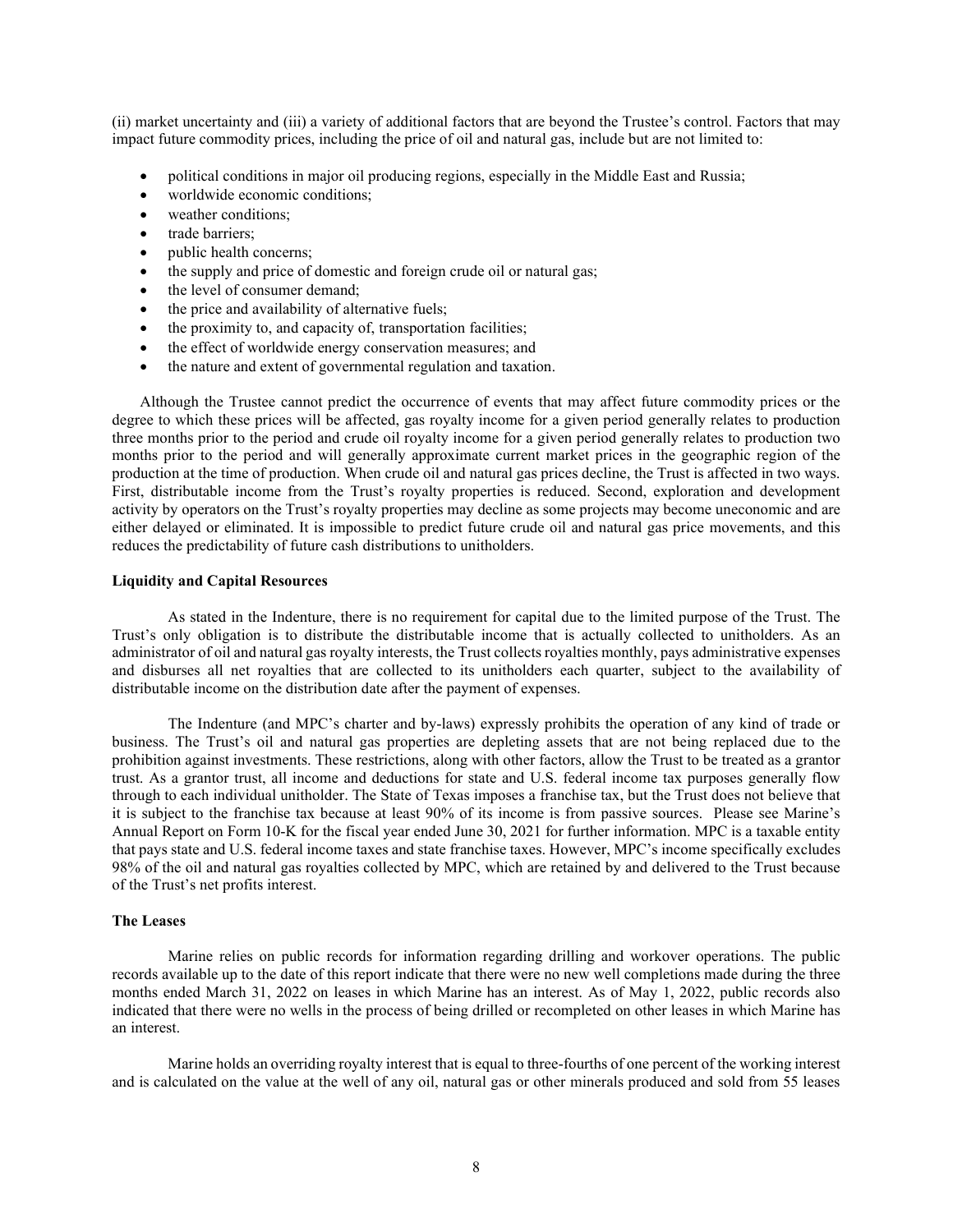(ii) market uncertainty and (iii) a variety of additional factors that are beyond the Trustee's control. Factors that may impact future commodity prices, including the price of oil and natural gas, include but are not limited to:

- political conditions in major oil producing regions, especially in the Middle East and Russia;
- worldwide economic conditions;
- weather conditions;
- trade barriers;
- public health concerns;
- the supply and price of domestic and foreign crude oil or natural gas;
- the level of consumer demand;
- the price and availability of alternative fuels;
- the proximity to, and capacity of, transportation facilities;
- the effect of worldwide energy conservation measures; and
- the nature and extent of governmental regulation and taxation.

Although the Trustee cannot predict the occurrence of events that may affect future commodity prices or the degree to which these prices will be affected, gas royalty income for a given period generally relates to production three months prior to the period and crude oil royalty income for a given period generally relates to production two months prior to the period and will generally approximate current market prices in the geographic region of the production at the time of production. When crude oil and natural gas prices decline, the Trust is affected in two ways. First, distributable income from the Trust's royalty properties is reduced. Second, exploration and development activity by operators on the Trust's royalty properties may decline as some projects may become uneconomic and are either delayed or eliminated. It is impossible to predict future crude oil and natural gas price movements, and this reduces the predictability of future cash distributions to unitholders.

**Liquidity and Capital Resources**

As stated in the Indenture, there is no requirement for capital due to the limited purpose of the Trust. The Trust's only obligation is to distribute the distributable income that is actually collected to unitholders. As an administrator of oil and natural gas royalty interests, the Trust collects royalties monthly, pays administrative expenses and disburses all net royalties that are collected to its unitholders each quarter, subject to the availability of distributable income on the distribution date after the payment of expenses.

The Indenture (and MPC's charter and by-laws) expressly prohibits the operation of any kind of trade or business. The Trust's oil and natural gas properties are depleting assets that are not being replaced due to the prohibition against investments. These restrictions, along with other factors, allow the Trust to be treated as a grantor trust. As a grantor trust, all income and deductions for state and U.S. federal income tax purposes generally flow through to each individual unitholder. The State of Texas imposes a franchise tax, but the Trust does not believe that it is subject to the franchise tax because at least 90% of its income is from passive sources. Please see Marine's Annual Report on Form 10-K for the fiscal year ended June 30, 2021 for further information. MPC is a taxable entity that pays state and U.S. federal income taxes and state franchise taxes. However, MPC's income specifically excludes 98% of the oil and natural gas royalties collected by MPC, which are retained by and delivered to the Trust because of the Trust's net profits interest.

**The Leases**

Marine relies on public records for information regarding drilling and workover operations. The public records available up to the date of this report indicate that there were no new well completions made during the three months ended March 31, 2022 on leases in which Marine has an interest. As of May 1, 2022, public records also indicated that there were no wells in the process of being drilled or recompleted on other leases in which Marine has an interest.

Marine holds an overriding royalty interest that is equal to three-fourths of one percent of the working interest and is calculated on the value at the well of any oil, natural gas or other minerals produced and sold from 55 leases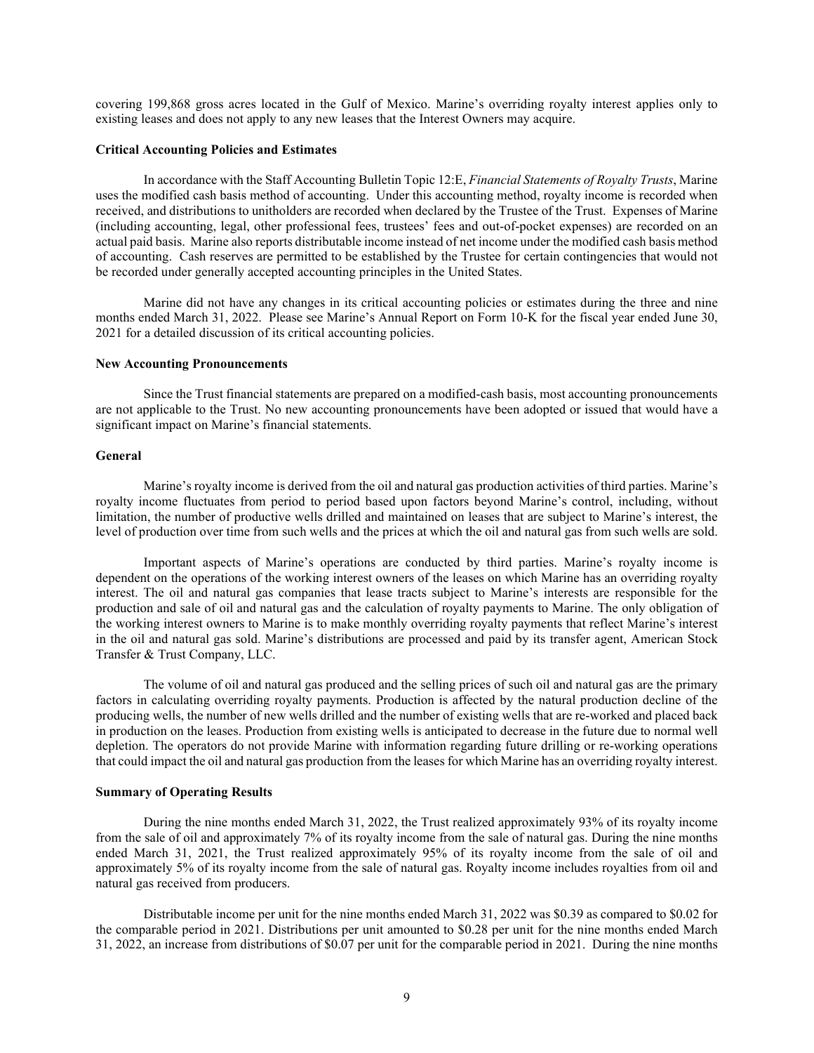covering 199,868 gross acres located in the Gulf of Mexico. Marine's overriding royalty interest applies only to existing leases and does not apply to any new leases that the Interest Owners may acquire.

**Critical Accounting Policies and Estimates**

In accordance with the Staff Accounting Bulletin Topic 12:E, *Financial Statements of Royalty Trusts*, Marine uses the modified cash basis method of accounting. Under this accounting method, royalty income is recorded when received, and distributions to unitholders are recorded when declared by the Trustee of the Trust. Expenses of Marine (including accounting, legal, other professional fees, trustees' fees and out-of-pocket expenses) are recorded on an actual paid basis. Marine also reports distributable income instead of net income under the modified cash basis method of accounting. Cash reserves are permitted to be established by the Trustee for certain contingencies that would not be recorded under generally accepted accounting principles in the United States.

Marine did not have any changes in its critical accounting policies or estimates during the three and nine months ended March 31, 2022. Please see Marine's Annual Report on Form 10-K for the fiscal year ended June 30, 2021 for a detailed discussion of its critical accounting policies.

**New Accounting Pronouncements**

Since the Trust financial statements are prepared on a modified-cash basis, most accounting pronouncements are not applicable to the Trust. No new accounting pronouncements have been adopted or issued that would have a significant impact on Marine's financial statements.

**General**

Marine's royalty income is derived from the oil and natural gas production activities of third parties. Marine's royalty income fluctuates from period to period based upon factors beyond Marine's control, including, without limitation, the number of productive wells drilled and maintained on leases that are subject to Marine's interest, the level of production over time from such wells and the prices at which the oil and natural gas from such wells are sold.

Important aspects of Marine's operations are conducted by third parties. Marine's royalty income is dependent on the operations of the working interest owners of the leases on which Marine has an overriding royalty interest. The oil and natural gas companies that lease tracts subject to Marine's interests are responsible for the production and sale of oil and natural gas and the calculation of royalty payments to Marine. The only obligation of the working interest owners to Marine is to make monthly overriding royalty payments that reflect Marine's interest in the oil and natural gas sold. Marine's distributions are processed and paid by its transfer agent, American Stock Transfer & Trust Company, LLC.

The volume of oil and natural gas produced and the selling prices of such oil and natural gas are the primary factors in calculating overriding royalty payments. Production is affected by the natural production decline of the producing wells, the number of new wells drilled and the number of existing wells that are re-worked and placed back in production on the leases. Production from existing wells is anticipated to decrease in the future due to normal well depletion. The operators do not provide Marine with information regarding future drilling or re-working operations that could impact the oil and natural gas production from the leases for which Marine has an overriding royalty interest.

**Summary of Operating Results**

During the nine months ended March 31, 2022, the Trust realized approximately 93% of its royalty income from the sale of oil and approximately 7% of its royalty income from the sale of natural gas. During the nine months ended March 31, 2021, the Trust realized approximately 95% of its royalty income from the sale of oil and approximately 5% of its royalty income from the sale of natural gas. Royalty income includes royalties from oil and natural gas received from producers.

Distributable income per unit for the nine months ended March 31, 2022 was $0.39 as compared to $0.02 for the comparable period in 2021. Distributions per unit amounted to $0.28 per unit for the nine months ended March 31, 2022, an increase from distributions of $0.07 per unit for the comparable period in 2021. During the nine months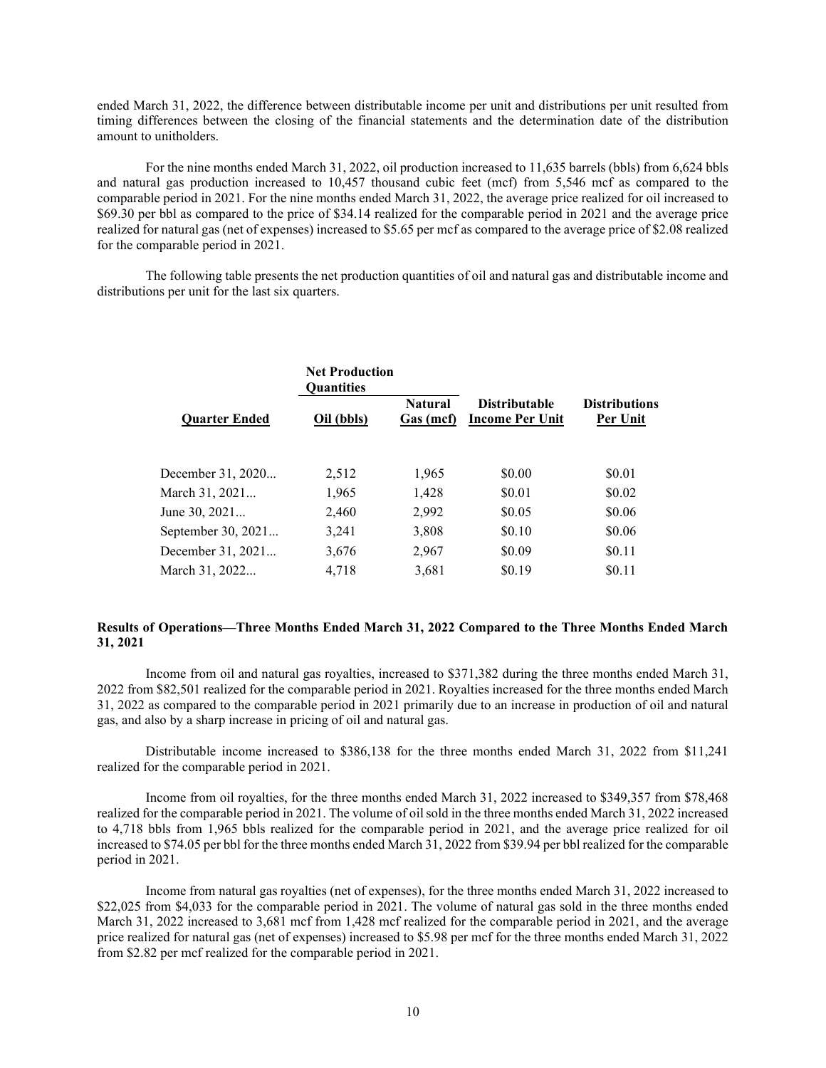ended March 31, 2022, the difference between distributable income per unit and distributions per unit resulted from timing differences between the closing of the financial statements and the determination date of the distribution amount to unitholders.

For the nine months ended March 31, 2022, oil production increased to 11,635 barrels (bbls) from 6,624 bbls and natural gas production increased to 10,457 thousand cubic feet (mcf) from 5,546 mcf as compared to the comparable period in 2021. For the nine months ended March 31, 2022, the average price realized for oil increased to $69.30 per bbl as compared to the price of $34.14 realized for the comparable period in 2021 and the average price realized for natural gas (net of expenses) increased to $5.65 per mcf as compared to the average price of $2.08 realized for the comparable period in 2021.

The following table presents the net production quantities of oil and natural gas and distributable income and distributions per unit for the last six quarters.

| | Net Production Quantities | | | |
|---|---|---|---|---|
| Quarter Ended | Oil (bbls) | Natural Gas (mcf) | Distributable Income Per Unit | Distributions Per Unit |
| December 31, 2020... | 2,512 | 1,965 | $0.00 | $0.01 |
| March 31, 2021... | 1,965 | 1,428 | $0.01 | $0.02 |
| June 30, 2021... | 2,460 | 2,992 | $0.05 | $0.06 |
| September 30, 2021... | 3,241 | 3,808 | $0.10 | $0.06 |
| December 31, 2021... | 3,676 | 2,967 | $0.09 | $0.11 |
| March 31, 2022... | 4,718 | 3,681 | $0.19 | $0.11 |

**Results of Operations—Three Months Ended March 31, 2022 Compared to the Three Months Ended March 31, 2021**

Income from oil and natural gas royalties, increased to $371,382 during the three months ended March 31, 2022 from $82,501 realized for the comparable period in 2021. Royalties increased for the three months ended March 31, 2022 as compared to the comparable period in 2021 primarily due to an increase in production of oil and natural gas, and also by a sharp increase in pricing of oil and natural gas.

Distributable income increased to $386,138 for the three months ended March 31, 2022 from $11,241 realized for the comparable period in 2021.

Income from oil royalties, for the three months ended March 31, 2022 increased to $349,357 from $78,468 realized for the comparable period in 2021. The volume of oil sold in the three months ended March 31, 2022 increased to 4,718 bbls from 1,965 bbls realized for the comparable period in 2021, and the average price realized for oil increased to $74.05 per bbl for the three months ended March 31, 2022 from $39.94 per bbl realized for the comparable period in 2021.

Income from natural gas royalties (net of expenses), for the three months ended March 31, 2022 increased to $22,025 from $4,033 for the comparable period in 2021. The volume of natural gas sold in the three months ended March 31, 2022 increased to 3,681 mcf from 1,428 mcf realized for the comparable period in 2021, and the average price realized for natural gas (net of expenses) increased to $5.98 per mcf for the three months ended March 31, 2022 from $2.82 per mcf realized for the comparable period in 2021.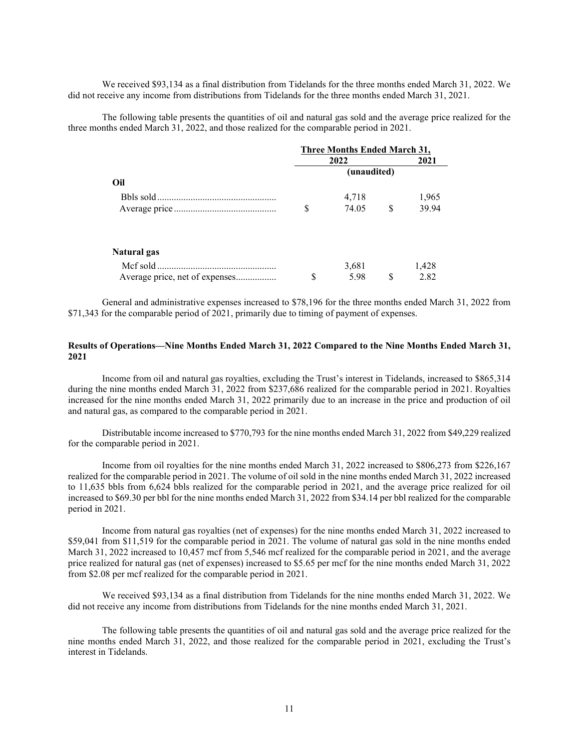We received $93,134 as a final distribution from Tidelands for the three months ended March 31, 2022. We did not receive any income from distributions from Tidelands for the three months ended March 31, 2021.

The following table presents the quantities of oil and natural gas sold and the average price realized for the three months ended March 31, 2022, and those realized for the comparable period in 2021.

| | Three Months Ended March 31, | |
|---|---|---|
| | 2022 | 2021 |
| | (unaudited) | |
| **Oil** | | |
| Bbls sold | 4,718 | 1,965 |
| Average price | $ 74.05 | $ 39.94 |
| **Natural gas** | | |
| Mcf sold | 3,681 | 1,428 |
| Average price, net of expenses | $ 5.98 | $ 2.82 |

General and administrative expenses increased to $78,196 for the three months ended March 31, 2022 from $71,343 for the comparable period of 2021, primarily due to timing of payment of expenses.

**Results of Operations—Nine Months Ended March 31, 2022 Compared to the Nine Months Ended March 31, 2021**

Income from oil and natural gas royalties, excluding the Trust's interest in Tidelands, increased to $865,314 during the nine months ended March 31, 2022 from $237,686 realized for the comparable period in 2021. Royalties increased for the nine months ended March 31, 2022 primarily due to an increase in the price and production of oil and natural gas, as compared to the comparable period in 2021.

Distributable income increased to $770,793 for the nine months ended March 31, 2022 from $49,229 realized for the comparable period in 2021.

Income from oil royalties for the nine months ended March 31, 2022 increased to $806,273 from $226,167 realized for the comparable period in 2021. The volume of oil sold in the nine months ended March 31, 2022 increased to 11,635 bbls from 6,624 bbls realized for the comparable period in 2021, and the average price realized for oil increased to $69.30 per bbl for the nine months ended March 31, 2022 from $34.14 per bbl realized for the comparable period in 2021.

Income from natural gas royalties (net of expenses) for the nine months ended March 31, 2022 increased to $59,041 from $11,519 for the comparable period in 2021. The volume of natural gas sold in the nine months ended March 31, 2022 increased to 10,457 mcf from 5,546 mcf realized for the comparable period in 2021, and the average price realized for natural gas (net of expenses) increased to $5.65 per mcf for the nine months ended March 31, 2022 from $2.08 per mcf realized for the comparable period in 2021.

We received $93,134 as a final distribution from Tidelands for the nine months ended March 31, 2022. We did not receive any income from distributions from Tidelands for the nine months ended March 31, 2021.

The following table presents the quantities of oil and natural gas sold and the average price realized for the nine months ended March 31, 2022, and those realized for the comparable period in 2021, excluding the Trust's interest in Tidelands.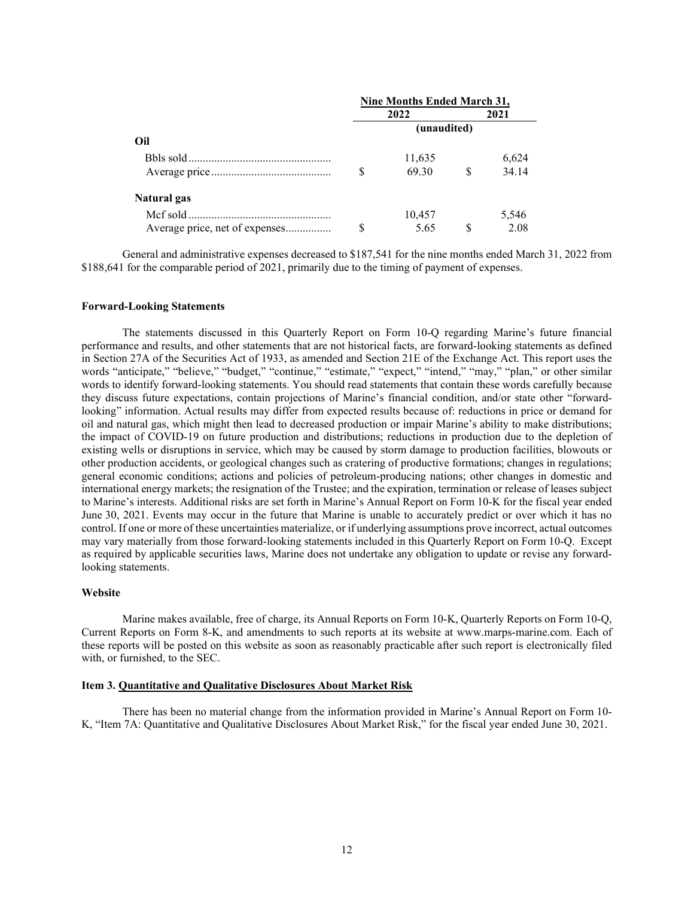| | Nine Months Ended March 31, | |
|---|---|---|
| | 2022 | 2021 |
| | (unaudited) | |
| **Oil** | | |
| Bbls sold | 11,635 | 6,624 |
| Average price | $ 69.30 | $ 34.14 |
| **Natural gas** | | |
| Mcf sold | 10,457 | 5,546 |
| Average price, net of expenses | $ 5.65 | $ 2.08 |

General and administrative expenses decreased to $187,541 for the nine months ended March 31, 2022 from $188,641 for the comparable period of 2021, primarily due to the timing of payment of expenses.

**Forward-Looking Statements**

The statements discussed in this Quarterly Report on Form 10-Q regarding Marine's future financial performance and results, and other statements that are not historical facts, are forward-looking statements as defined in Section 27A of the Securities Act of 1933, as amended and Section 21E of the Exchange Act. This report uses the words "anticipate," "believe," "budget," "continue," "estimate," "expect," "intend," "may," "plan," or other similar words to identify forward-looking statements. You should read statements that contain these words carefully because they discuss future expectations, contain projections of Marine's financial condition, and/or state other "forward-looking" information. Actual results may differ from expected results because of: reductions in price or demand for oil and natural gas, which might then lead to decreased production or impair Marine's ability to make distributions; the impact of COVID-19 on future production and distributions; reductions in production due to the depletion of existing wells or disruptions in service, which may be caused by storm damage to production facilities, blowouts or other production accidents, or geological changes such as cratering of productive formations; changes in regulations; general economic conditions; actions and policies of petroleum-producing nations; other changes in domestic and international energy markets; the resignation of the Trustee; and the expiration, termination or release of leases subject to Marine's interests. Additional risks are set forth in Marine's Annual Report on Form 10-K for the fiscal year ended June 30, 2021. Events may occur in the future that Marine is unable to accurately predict or over which it has no control. If one or more of these uncertainties materialize, or if underlying assumptions prove incorrect, actual outcomes may vary materially from those forward-looking statements included in this Quarterly Report on Form 10-Q. Except as required by applicable securities laws, Marine does not undertake any obligation to update or revise any forward-looking statements.

**Website**

Marine makes available, free of charge, its Annual Reports on Form 10-K, Quarterly Reports on Form 10-Q, Current Reports on Form 8-K, and amendments to such reports at its website at www.marps-marine.com. Each of these reports will be posted on this website as soon as reasonably practicable after such report is electronically filed with, or furnished, to the SEC.

**Item 3. Quantitative and Qualitative Disclosures About Market Risk**

There has been no material change from the information provided in Marine's Annual Report on Form 10-K, "Item 7A: Quantitative and Qualitative Disclosures About Market Risk," for the fiscal year ended June 30, 2021.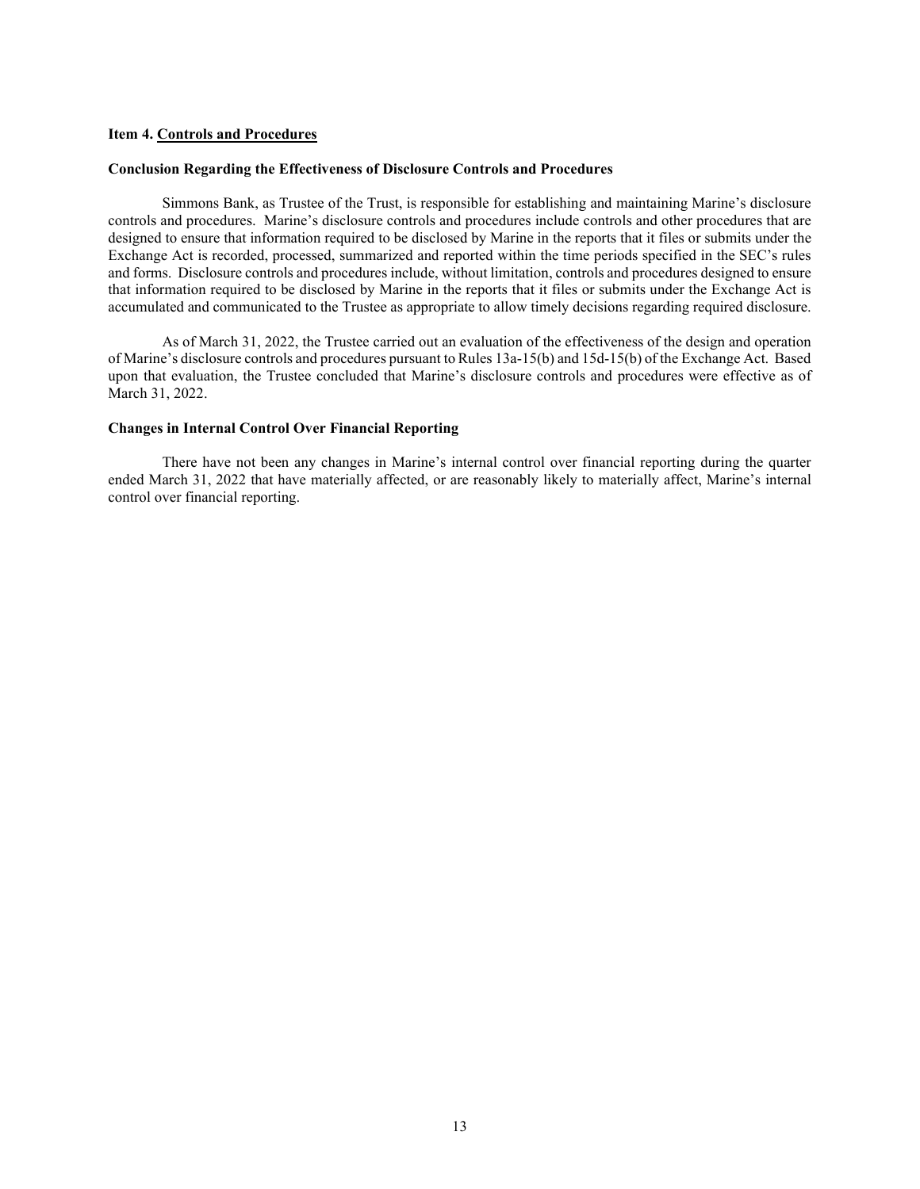**Item 4. Controls and Procedures**

**Conclusion Regarding the Effectiveness of Disclosure Controls and Procedures**

Simmons Bank, as Trustee of the Trust, is responsible for establishing and maintaining Marine's disclosure controls and procedures. Marine's disclosure controls and procedures include controls and other procedures that are designed to ensure that information required to be disclosed by Marine in the reports that it files or submits under the Exchange Act is recorded, processed, summarized and reported within the time periods specified in the SEC's rules and forms. Disclosure controls and procedures include, without limitation, controls and procedures designed to ensure that information required to be disclosed by Marine in the reports that it files or submits under the Exchange Act is accumulated and communicated to the Trustee as appropriate to allow timely decisions regarding required disclosure.

As of March 31, 2022, the Trustee carried out an evaluation of the effectiveness of the design and operation of Marine's disclosure controls and procedures pursuant to Rules 13a-15(b) and 15d-15(b) of the Exchange Act. Based upon that evaluation, the Trustee concluded that Marine's disclosure controls and procedures were effective as of March 31, 2022.

**Changes in Internal Control Over Financial Reporting**

There have not been any changes in Marine's internal control over financial reporting during the quarter ended March 31, 2022 that have materially affected, or are reasonably likely to materially affect, Marine's internal control over financial reporting.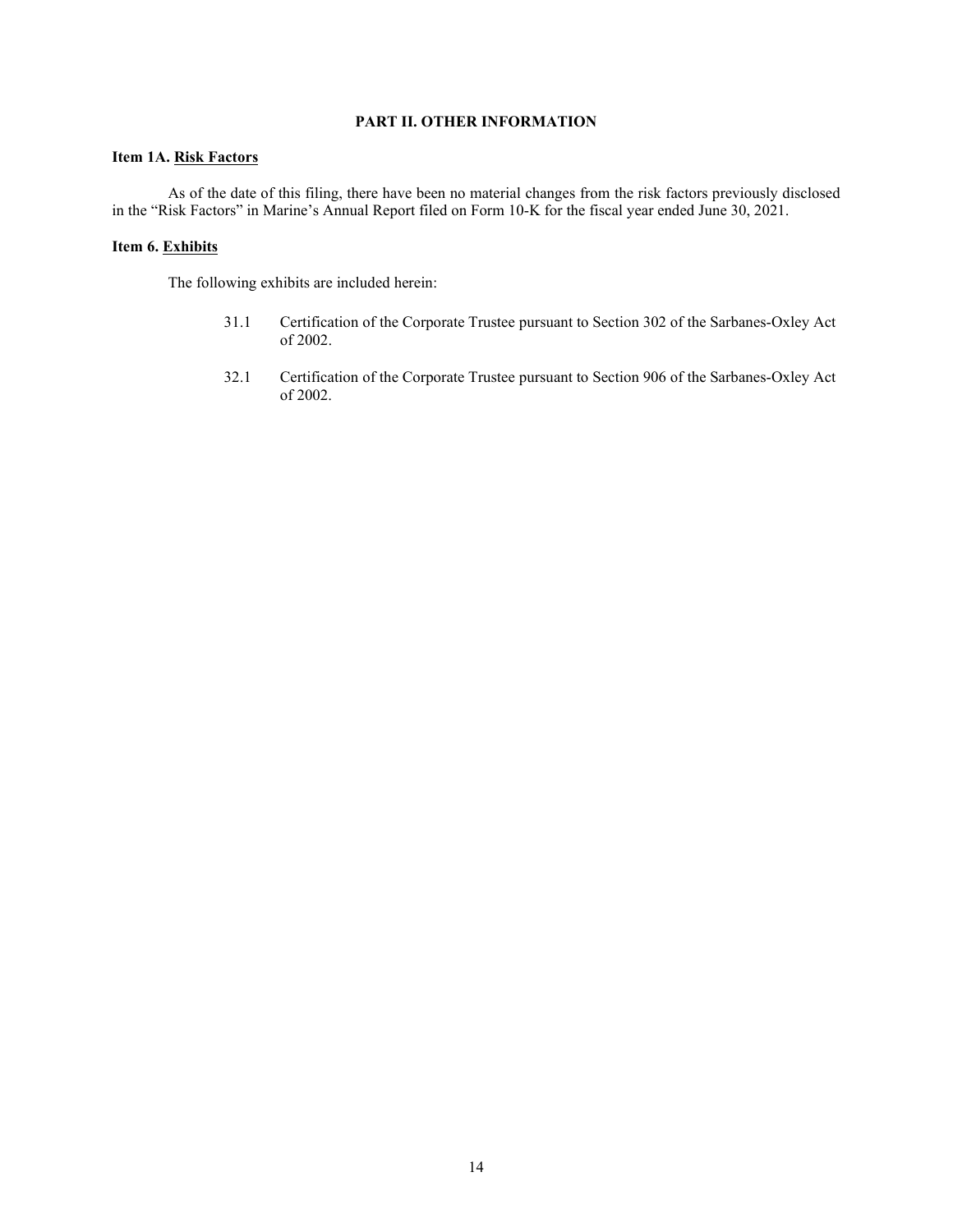## PART II. OTHER INFORMATION

**Item 1A. Risk Factors**

As of the date of this filing, there have been no material changes from the risk factors previously disclosed in the "Risk Factors" in Marine's Annual Report filed on Form 10-K for the fiscal year ended June 30, 2021.

**Item 6. Exhibits**

The following exhibits are included herein:

31.1 Certification of the Corporate Trustee pursuant to Section 302 of the Sarbanes-Oxley Act of 2002.

32.1 Certification of the Corporate Trustee pursuant to Section 906 of the Sarbanes-Oxley Act of 2002.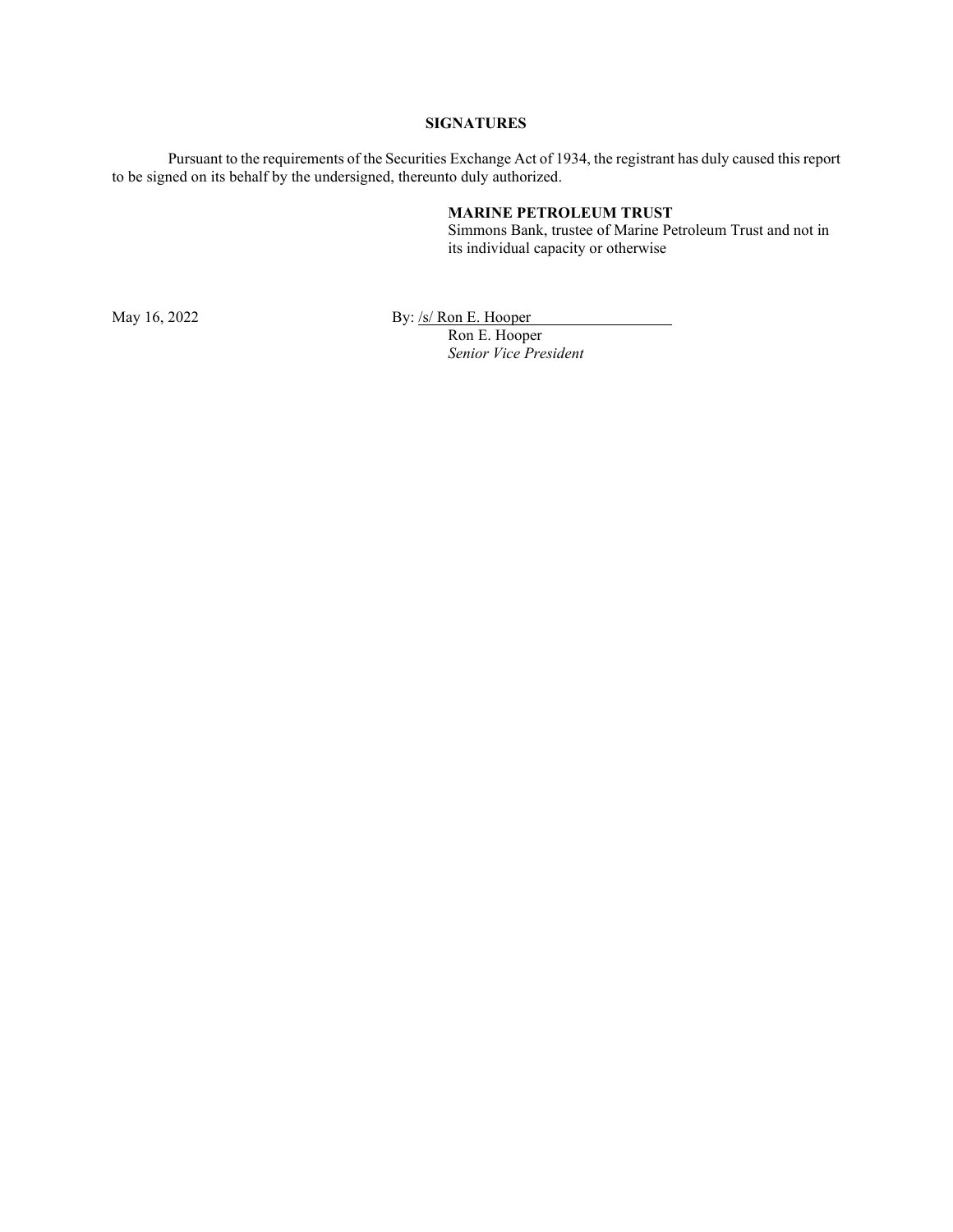**SIGNATURES**

Pursuant to the requirements of the Securities Exchange Act of 1934, the registrant has duly caused this report to be signed on its behalf by the undersigned, thereunto duly authorized.

**MARINE PETROLEUM TRUST**
Simmons Bank, trustee of Marine Petroleum Trust and not in its individual capacity or otherwise

May 16, 2022

By: /s/ Ron E. Hooper
Ron E. Hooper
*Senior Vice President*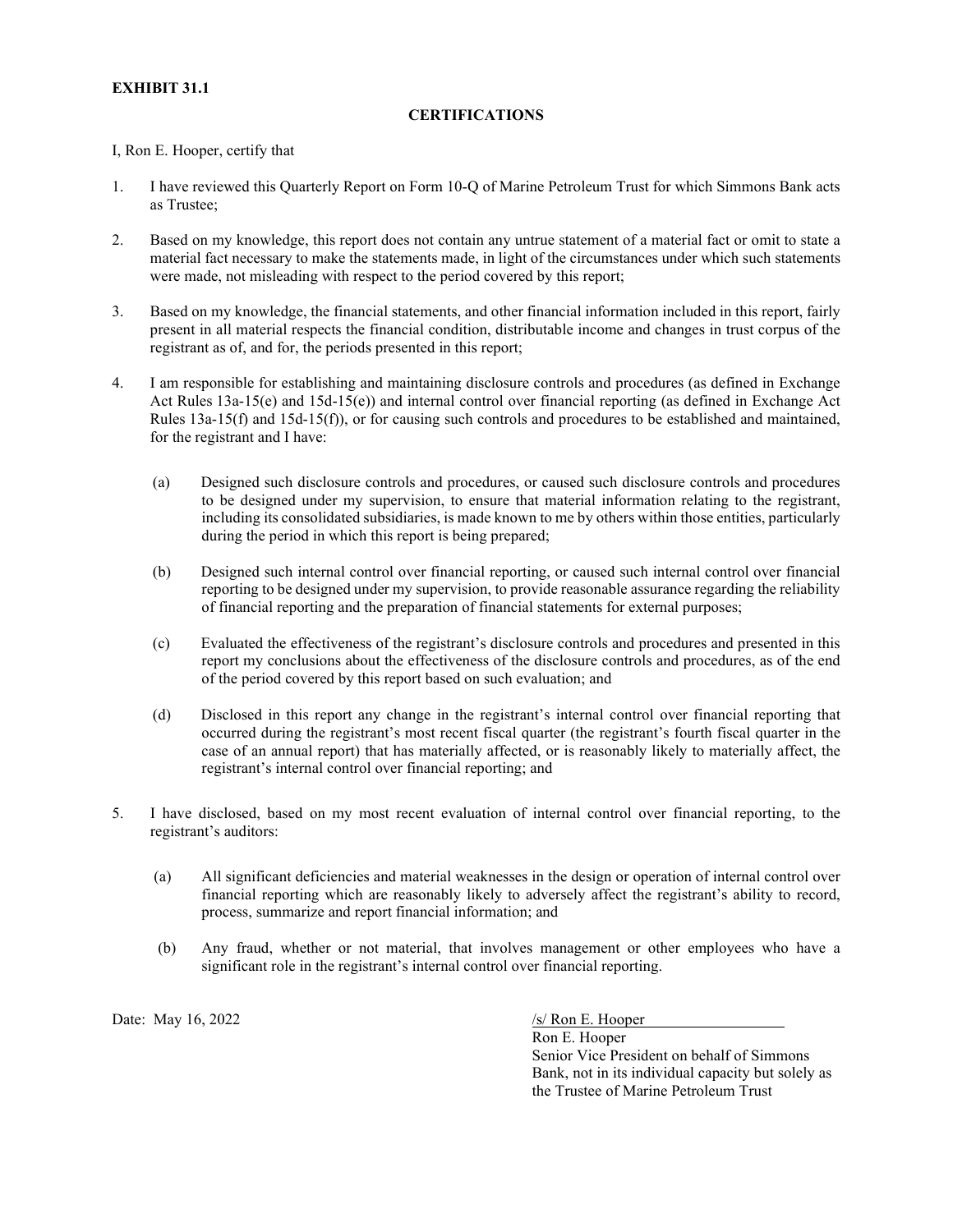**EXHIBIT 31.1**

**CERTIFICATIONS**

I, Ron E. Hooper, certify that

1. I have reviewed this Quarterly Report on Form 10-Q of Marine Petroleum Trust for which Simmons Bank acts as Trustee;

2. Based on my knowledge, this report does not contain any untrue statement of a material fact or omit to state a material fact necessary to make the statements made, in light of the circumstances under which such statements were made, not misleading with respect to the period covered by this report;

3. Based on my knowledge, the financial statements, and other financial information included in this report, fairly present in all material respects the financial condition, distributable income and changes in trust corpus of the registrant as of, and for, the periods presented in this report;

4. I am responsible for establishing and maintaining disclosure controls and procedures (as defined in Exchange Act Rules 13a-15(e) and 15d-15(e)) and internal control over financial reporting (as defined in Exchange Act Rules 13a-15(f) and 15d-15(f)), or for causing such controls and procedures to be established and maintained, for the registrant and I have:

   (a) Designed such disclosure controls and procedures, or caused such disclosure controls and procedures to be designed under my supervision, to ensure that material information relating to the registrant, including its consolidated subsidiaries, is made known to me by others within those entities, particularly during the period in which this report is being prepared;

   (b) Designed such internal control over financial reporting, or caused such internal control over financial reporting to be designed under my supervision, to provide reasonable assurance regarding the reliability of financial reporting and the preparation of financial statements for external purposes;

   (c) Evaluated the effectiveness of the registrant's disclosure controls and procedures and presented in this report my conclusions about the effectiveness of the disclosure controls and procedures, as of the end of the period covered by this report based on such evaluation; and

   (d) Disclosed in this report any change in the registrant's internal control over financial reporting that occurred during the registrant's most recent fiscal quarter (the registrant's fourth fiscal quarter in the case of an annual report) that has materially affected, or is reasonably likely to materially affect, the registrant's internal control over financial reporting; and

5. I have disclosed, based on my most recent evaluation of internal control over financial reporting, to the registrant's auditors:

   (a) All significant deficiencies and material weaknesses in the design or operation of internal control over financial reporting which are reasonably likely to adversely affect the registrant's ability to record, process, summarize and report financial information; and

   (b) Any fraud, whether or not material, that involves management or other employees who have a significant role in the registrant's internal control over financial reporting.

Date: May 16, 2022

/s/ Ron E. Hooper
Ron E. Hooper
Senior Vice President on behalf of Simmons Bank, not in its individual capacity but solely as the Trustee of Marine Petroleum Trust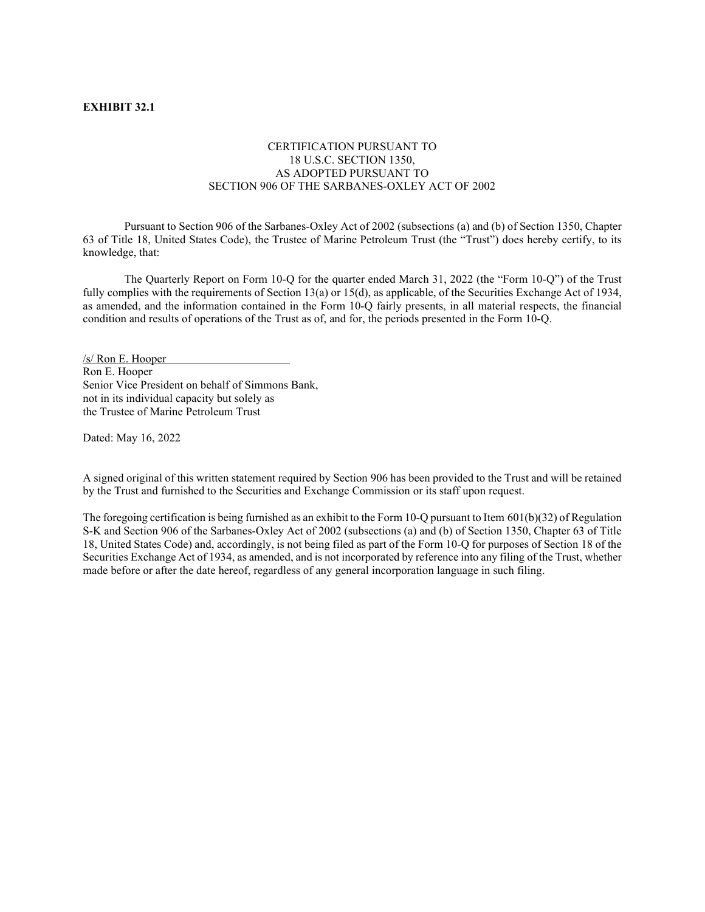**EXHIBIT 32.1**

CERTIFICATION PURSUANT TO
18 U.S.C. SECTION 1350,
AS ADOPTED PURSUANT TO
SECTION 906 OF THE SARBANES-OXLEY ACT OF 2002

Pursuant to Section 906 of the Sarbanes-Oxley Act of 2002 (subsections (a) and (b) of Section 1350, Chapter 63 of Title 18, United States Code), the Trustee of Marine Petroleum Trust (the "Trust") does hereby certify, to its knowledge, that:

The Quarterly Report on Form 10-Q for the quarter ended March 31, 2022 (the "Form 10-Q") of the Trust fully complies with the requirements of Section 13(a) or 15(d), as applicable, of the Securities Exchange Act of 1934, as amended, and the information contained in the Form 10-Q fairly presents, in all material respects, the financial condition and results of operations of the Trust as of, and for, the periods presented in the Form 10-Q.

/s/ Ron E. Hooper
Ron E. Hooper
Senior Vice President on behalf of Simmons Bank,
not in its individual capacity but solely as
the Trustee of Marine Petroleum Trust

Dated: May 16, 2022

A signed original of this written statement required by Section 906 has been provided to the Trust and will be retained by the Trust and furnished to the Securities and Exchange Commission or its staff upon request.

The foregoing certification is being furnished as an exhibit to the Form 10-Q pursuant to Item 601(b)(32) of Regulation S-K and Section 906 of the Sarbanes-Oxley Act of 2002 (subsections (a) and (b) of Section 1350, Chapter 63 of Title 18, United States Code) and, accordingly, is not being filed as part of the Form 10-Q for purposes of Section 18 of the Securities Exchange Act of 1934, as amended, and is not incorporated by reference into any filing of the Trust, whether made before or after the date hereof, regardless of any general incorporation language in such filing.